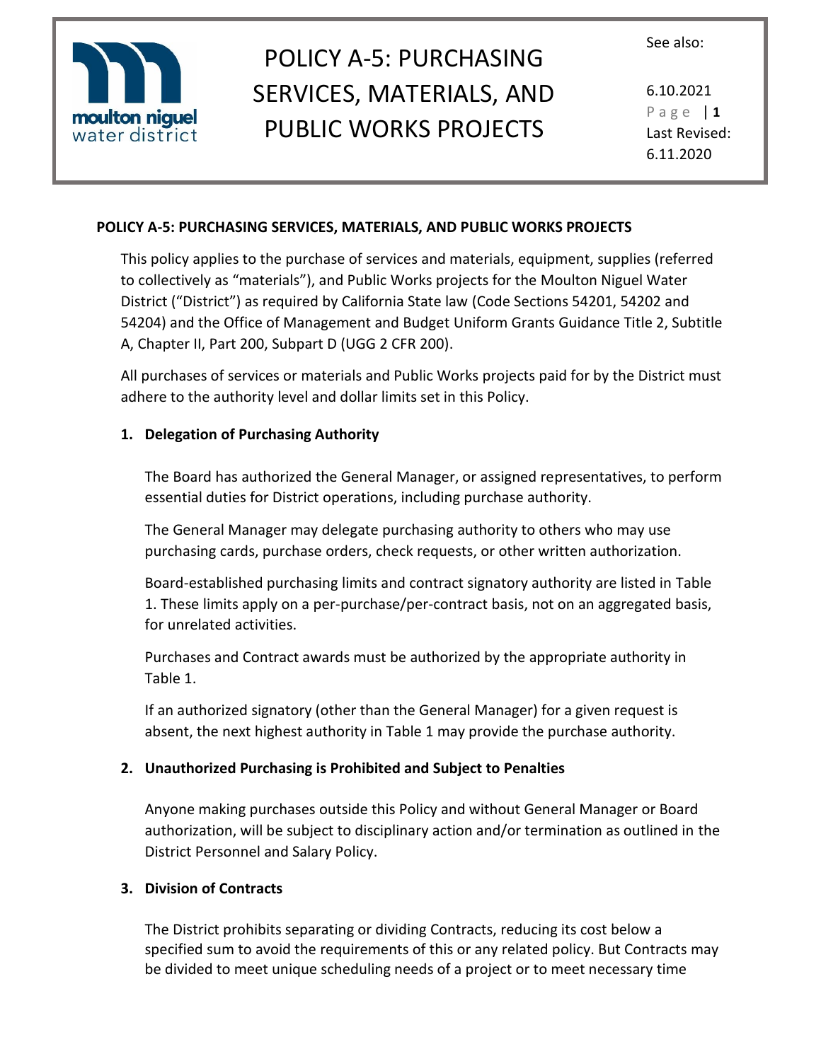# POLICY A-5: PURCHASING SERVICES, MATERIALS, AND PUBLIC WORKS PROJECTS

See also:

6.10.2021

Last Revised: 6.11.2020

## POLICY A-5: PURCHASING SERVICES, MATERIALS, AND PUBLIC WORKS PROJECTS

This policy applies to the purchase of services and materials, equipment, supplies (referred to collectively as "materials"), and Public Works projects for the Moulton Niguel Water District ("District") as required by California State law (Code Sections 54201, 54202 and 54204) and the Office of Management and Budget Uniform Grants Guidance Title 2, Subtitle A, Chapter II, Part 200, Subpart D (UGG 2 CFR 200).

All purchases of services or materials and Public Works projects paid for by the District must adhere to the authority level and dollar limits set in this Policy.

### 1. Delegation of Purchasing Authority

The Board has authorized the General Manager, or assigned representatives, to perform essential duties for District operations, including purchase authority.

The General Manager may delegate purchasing authority to others who may use purchasing cards, purchase orders, check requests, or other written authorization.

Board-established purchasing limits and contract signatory authority are listed in Table 1. These limits apply on a per-purchase/per-contract basis, not on an aggregated basis, for unrelated activities.

Purchases and Contract awards must be authorized by the appropriate authority in Table 1.

If an authorized signatory (other than the General Manager) for a given request is absent, the next highest authority in Table 1 may provide the purchase authority.

### 2. Unauthorized Purchasing is Prohibited and Subject to Penalties

Anyone making purchases outside this Policy and without General Manager or Board authorization, will be subject to disciplinary action and/or termination as outlined in the District Personnel and Salary Policy.

### 3. Division of Contracts

The District prohibits separating or dividing Contracts, reducing its cost below a specified sum to avoid the requirements of this or any related policy. But Contracts may be divided to meet unique scheduling needs of a project or to meet necessary time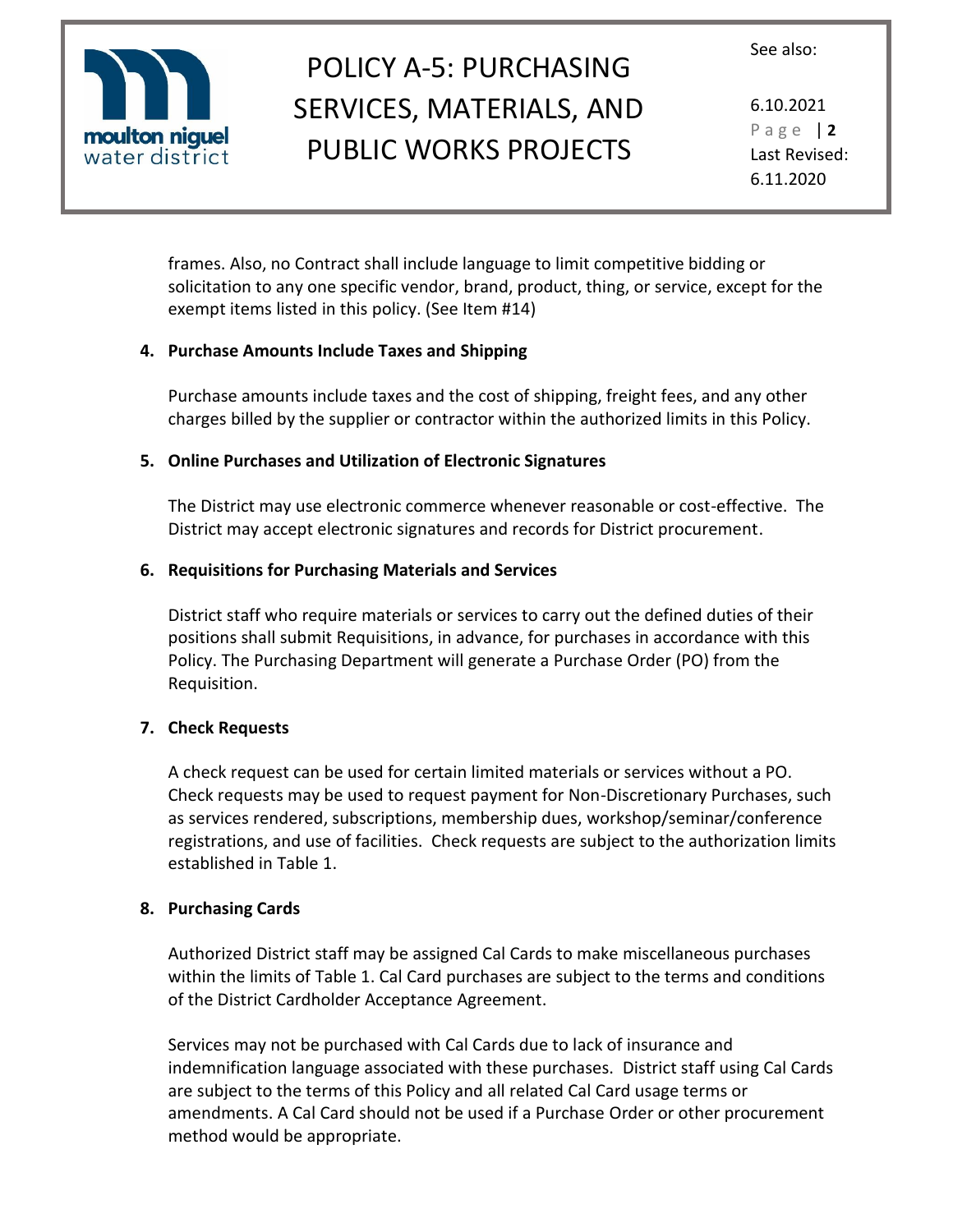frames. Also, no Contract shall include language to limit competitive bidding or solicitation to any one specific vendor, brand, product, thing, or service, except for the exempt items listed in this policy. (See Item #14)

**4. Purchase Amounts Include Taxes and Shipping**

Purchase amounts include taxes and the cost of shipping, freight fees, and any other charges billed by the supplier or contractor within the authorized limits in this Policy.

**5. Online Purchases and Utilization of Electronic Signatures**

The District may use electronic commerce whenever reasonable or cost-effective. The District may accept electronic signatures and records for District procurement.

**6. Requisitions for Purchasing Materials and Services**

District staff who require materials or services to carry out the defined duties of their positions shall submit Requisitions, in advance, for purchases in accordance with this Policy. The Purchasing Department will generate a Purchase Order (PO) from the Requisition.

**7. Check Requests**

A check request can be used for certain limited materials or services without a PO. Check requests may be used to request payment for Non-Discretionary Purchases, such as services rendered, subscriptions, membership dues, workshop/seminar/conference registrations, and use of facilities. Check requests are subject to the authorization limits established in Table 1.

**8. Purchasing Cards**

Authorized District staff may be assigned Cal Cards to make miscellaneous purchases within the limits of Table 1. Cal Card purchases are subject to the terms and conditions of the District Cardholder Acceptance Agreement.

Services may not be purchased with Cal Cards due to lack of insurance and indemnification language associated with these purchases. District staff using Cal Cards are subject to the terms of this Policy and all related Cal Card usage terms or amendments. A Cal Card should not be used if a Purchase Order or other procurement method would be appropriate.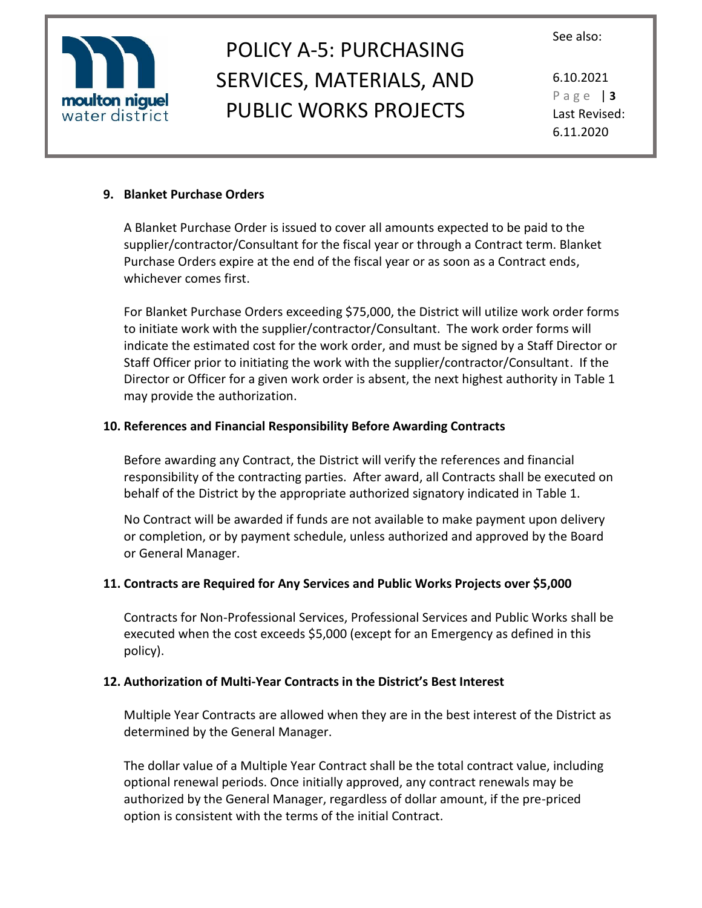## 9. Blanket Purchase Orders

A Blanket Purchase Order is issued to cover all amounts expected to be paid to the supplier/contractor/Consultant for the fiscal year or through a Contract term. Blanket Purchase Orders expire at the end of the fiscal year or as soon as a Contract ends, whichever comes first.

For Blanket Purchase Orders exceeding $75,000, the District will utilize work order forms to initiate work with the supplier/contractor/Consultant. The work order forms will indicate the estimated cost for the work order, and must be signed by a Staff Director or Staff Officer prior to initiating the work with the supplier/contractor/Consultant. If the Director or Officer for a given work order is absent, the next highest authority in Table 1 may provide the authorization.

## 10. References and Financial Responsibility Before Awarding Contracts

Before awarding any Contract, the District will verify the references and financial responsibility of the contracting parties. After award, all Contracts shall be executed on behalf of the District by the appropriate authorized signatory indicated in Table 1.

No Contract will be awarded if funds are not available to make payment upon delivery or completion, or by payment schedule, unless authorized and approved by the Board or General Manager.

## 11. Contracts are Required for Any Services and Public Works Projects over $5,000

Contracts for Non-Professional Services, Professional Services and Public Works shall be executed when the cost exceeds $5,000 (except for an Emergency as defined in this policy).

## 12. Authorization of Multi-Year Contracts in the District's Best Interest

Multiple Year Contracts are allowed when they are in the best interest of the District as determined by the General Manager.

The dollar value of a Multiple Year Contract shall be the total contract value, including optional renewal periods. Once initially approved, any contract renewals may be authorized by the General Manager, regardless of dollar amount, if the pre-priced option is consistent with the terms of the initial Contract.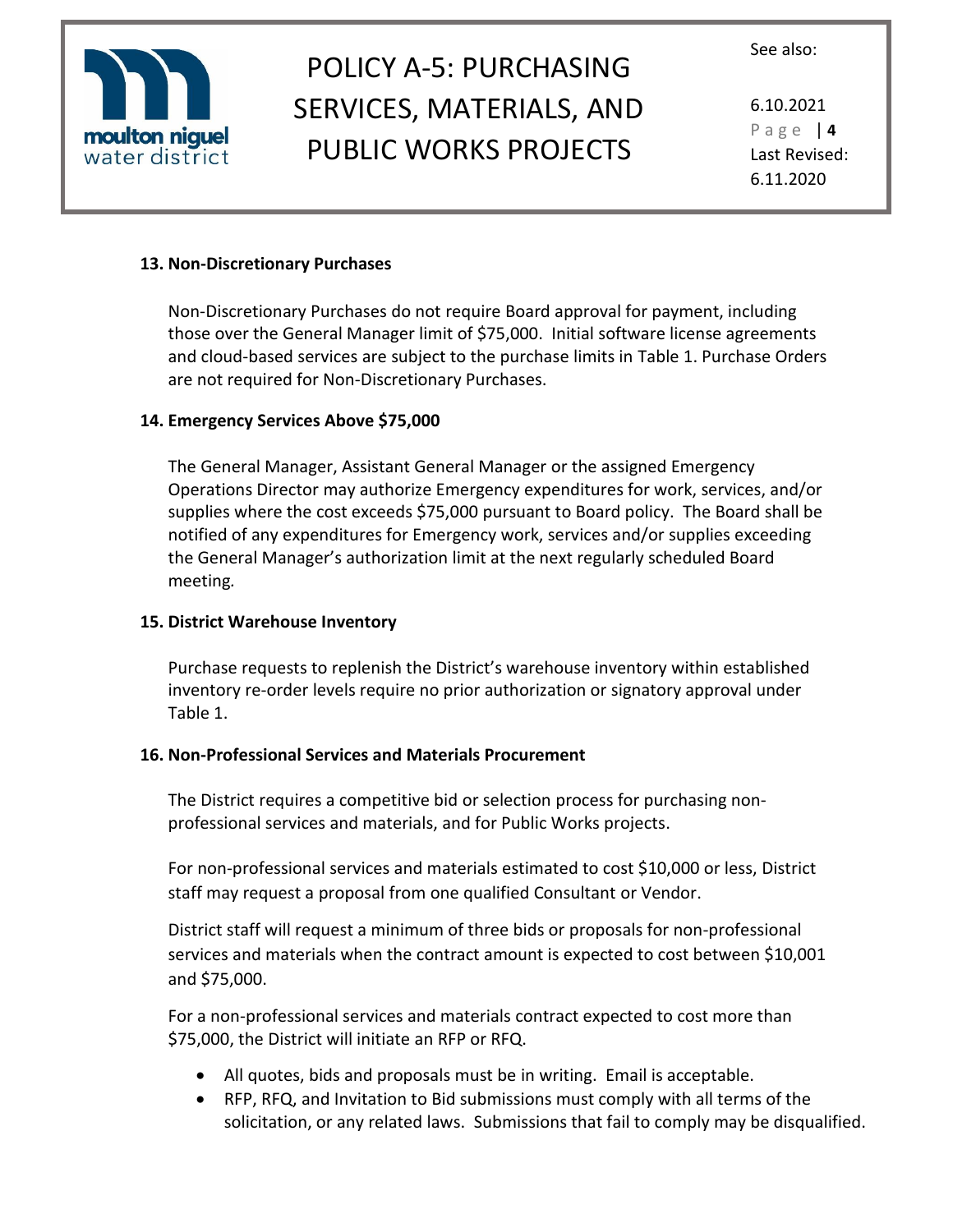**13. Non-Discretionary Purchases**

Non-Discretionary Purchases do not require Board approval for payment, including those over the General Manager limit of $75,000. Initial software license agreements and cloud-based services are subject to the purchase limits in Table 1. Purchase Orders are not required for Non-Discretionary Purchases.

**14. Emergency Services Above $75,000**

The General Manager, Assistant General Manager or the assigned Emergency Operations Director may authorize Emergency expenditures for work, services, and/or supplies where the cost exceeds $75,000 pursuant to Board policy. The Board shall be notified of any expenditures for Emergency work, services and/or supplies exceeding the General Manager's authorization limit at the next regularly scheduled Board meeting.

**15. District Warehouse Inventory**

Purchase requests to replenish the District's warehouse inventory within established inventory re-order levels require no prior authorization or signatory approval under Table 1.

**16. Non-Professional Services and Materials Procurement**

The District requires a competitive bid or selection process for purchasing non-professional services and materials, and for Public Works projects.

For non-professional services and materials estimated to cost $10,000 or less, District staff may request a proposal from one qualified Consultant or Vendor.

District staff will request a minimum of three bids or proposals for non-professional services and materials when the contract amount is expected to cost between $10,001 and $75,000.

For a non-professional services and materials contract expected to cost more than $75,000, the District will initiate an RFP or RFQ.

- All quotes, bids and proposals must be in writing. Email is acceptable.
- RFP, RFQ, and Invitation to Bid submissions must comply with all terms of the solicitation, or any related laws. Submissions that fail to comply may be disqualified.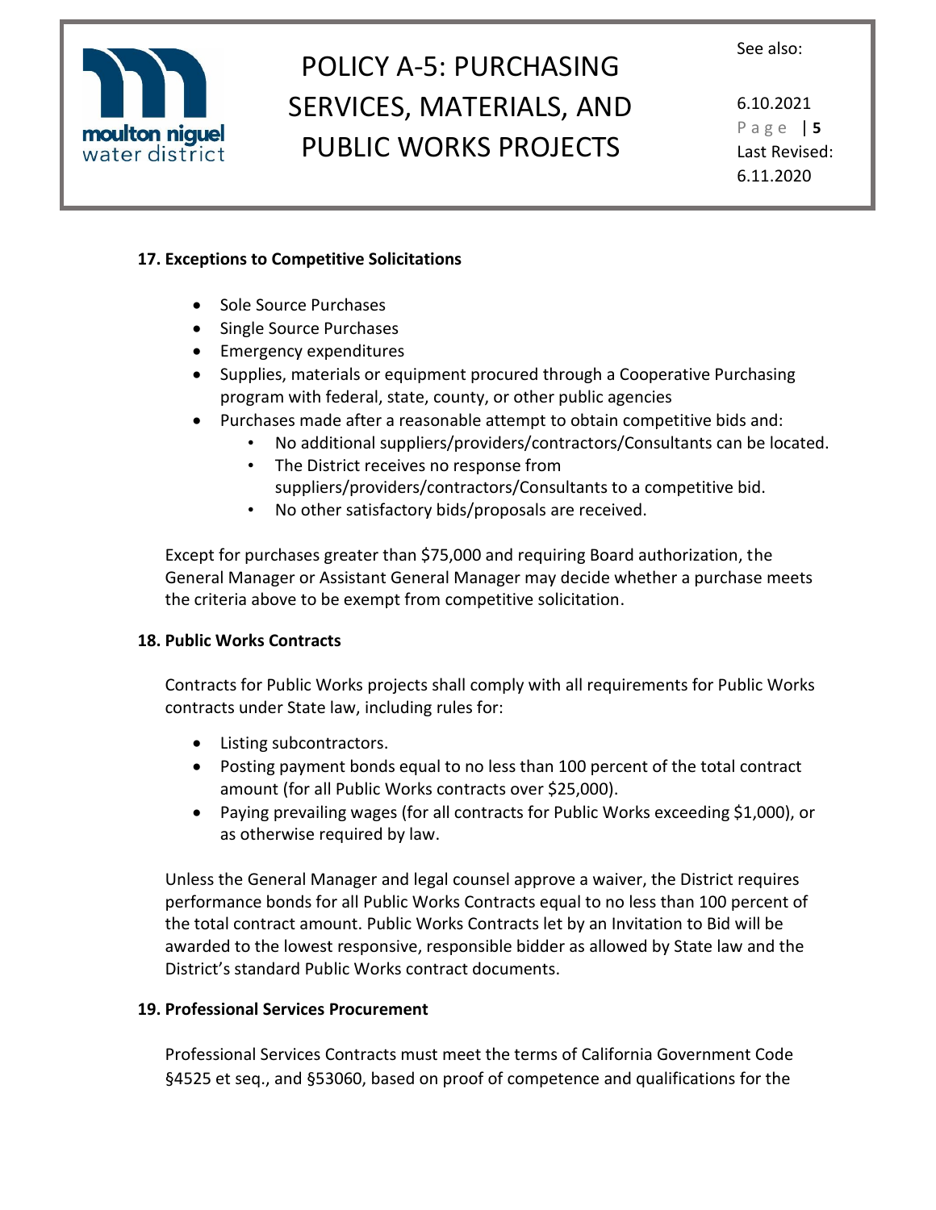**17. Exceptions to Competitive Solicitations**

- Sole Source Purchases
- Single Source Purchases
- Emergency expenditures
- Supplies, materials or equipment procured through a Cooperative Purchasing program with federal, state, county, or other public agencies
- Purchases made after a reasonable attempt to obtain competitive bids and:
    - No additional suppliers/providers/contractors/Consultants can be located.
    - The District receives no response from suppliers/providers/contractors/Consultants to a competitive bid.
    - No other satisfactory bids/proposals are received.

Except for purchases greater than $75,000 and requiring Board authorization, the General Manager or Assistant General Manager may decide whether a purchase meets the criteria above to be exempt from competitive solicitation.

**18. Public Works Contracts**

Contracts for Public Works projects shall comply with all requirements for Public Works contracts under State law, including rules for:

- Listing subcontractors.
- Posting payment bonds equal to no less than 100 percent of the total contract amount (for all Public Works contracts over $25,000).
- Paying prevailing wages (for all contracts for Public Works exceeding $1,000), or as otherwise required by law.

Unless the General Manager and legal counsel approve a waiver, the District requires performance bonds for all Public Works Contracts equal to no less than 100 percent of the total contract amount. Public Works Contracts let by an Invitation to Bid will be awarded to the lowest responsive, responsible bidder as allowed by State law and the District's standard Public Works contract documents.

**19. Professional Services Procurement**

Professional Services Contracts must meet the terms of California Government Code §4525 et seq., and §53060, based on proof of competence and qualifications for the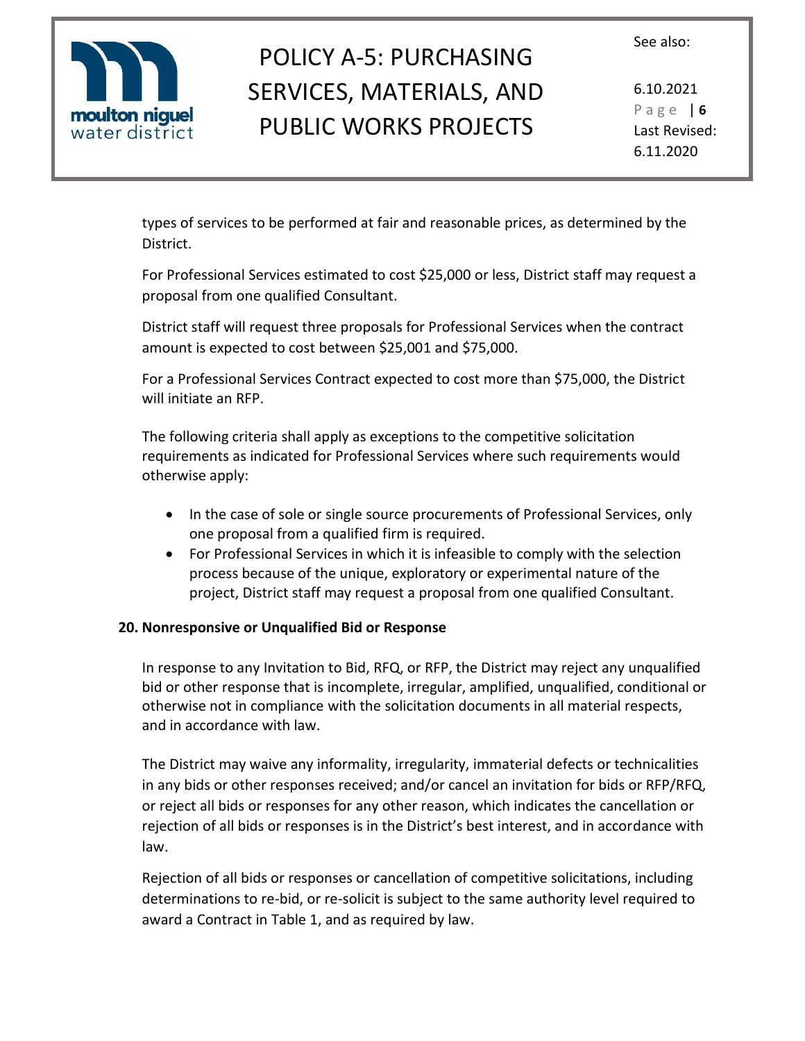types of services to be performed at fair and reasonable prices, as determined by the District.

For Professional Services estimated to cost $25,000 or less, District staff may request a proposal from one qualified Consultant.

District staff will request three proposals for Professional Services when the contract amount is expected to cost between $25,001 and $75,000.

For a Professional Services Contract expected to cost more than $75,000, the District will initiate an RFP.

The following criteria shall apply as exceptions to the competitive solicitation requirements as indicated for Professional Services where such requirements would otherwise apply:

- In the case of sole or single source procurements of Professional Services, only one proposal from a qualified firm is required.
- For Professional Services in which it is infeasible to comply with the selection process because of the unique, exploratory or experimental nature of the project, District staff may request a proposal from one qualified Consultant.

### 20. Nonresponsive or Unqualified Bid or Response

In response to any Invitation to Bid, RFQ, or RFP, the District may reject any unqualified bid or other response that is incomplete, irregular, amplified, unqualified, conditional or otherwise not in compliance with the solicitation documents in all material respects, and in accordance with law.

The District may waive any informality, irregularity, immaterial defects or technicalities in any bids or other responses received; and/or cancel an invitation for bids or RFP/RFQ, or reject all bids or responses for any other reason, which indicates the cancellation or rejection of all bids or responses is in the District's best interest, and in accordance with law.

Rejection of all bids or responses or cancellation of competitive solicitations, including determinations to re-bid, or re-solicit is subject to the same authority level required to award a Contract in Table 1, and as required by law.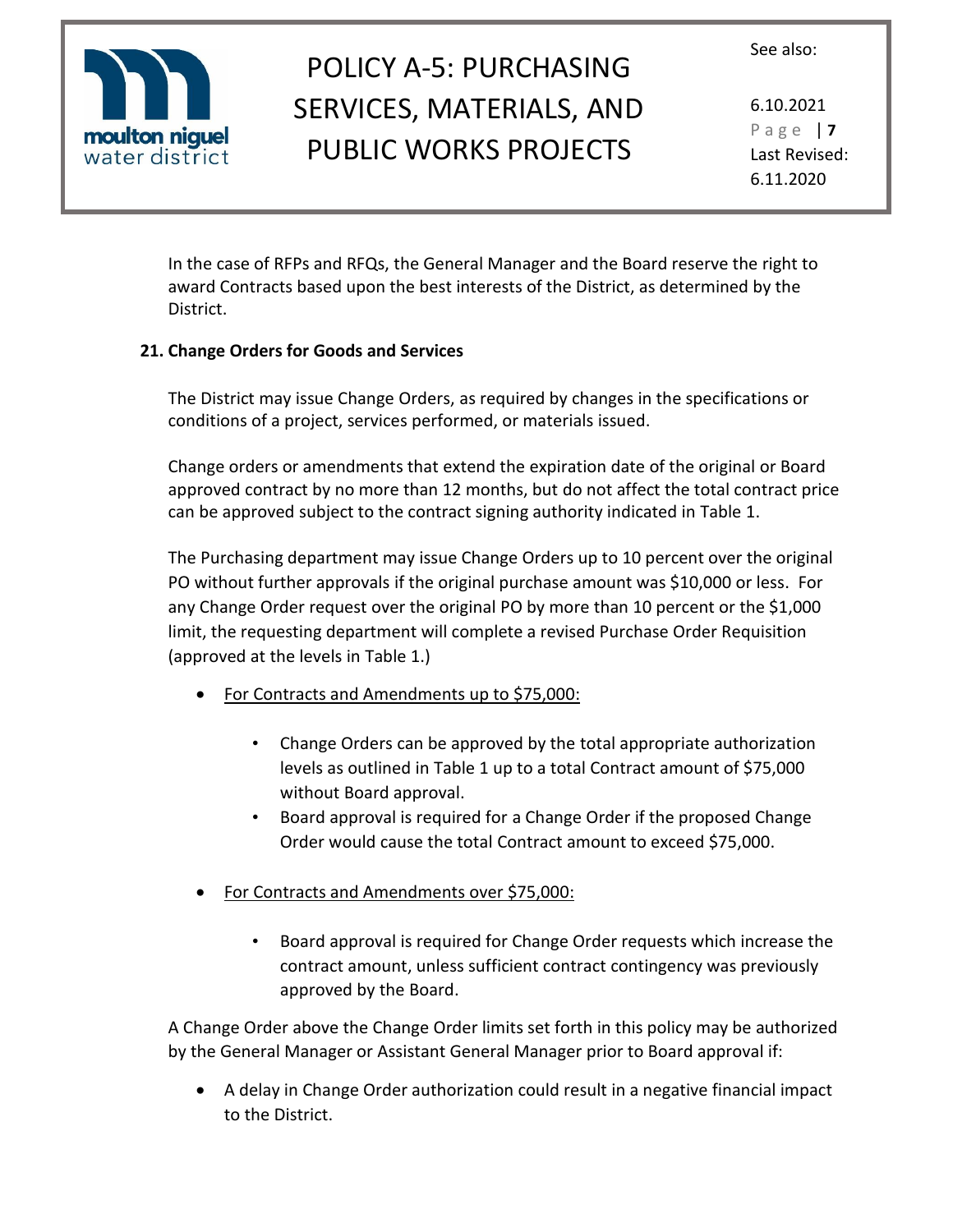In the case of RFPs and RFQs, the General Manager and the Board reserve the right to award Contracts based upon the best interests of the District, as determined by the District.

**21. Change Orders for Goods and Services**

The District may issue Change Orders, as required by changes in the specifications or conditions of a project, services performed, or materials issued.

Change orders or amendments that extend the expiration date of the original or Board approved contract by no more than 12 months, but do not affect the total contract price can be approved subject to the contract signing authority indicated in Table 1.

The Purchasing department may issue Change Orders up to 10 percent over the original PO without further approvals if the original purchase amount was $10,000 or less. For any Change Order request over the original PO by more than 10 percent or the $1,000 limit, the requesting department will complete a revised Purchase Order Requisition (approved at the levels in Table 1.)

- <u>For Contracts and Amendments up to $75,000:</u>
  - Change Orders can be approved by the total appropriate authorization levels as outlined in Table 1 up to a total Contract amount of $75,000 without Board approval.
  - Board approval is required for a Change Order if the proposed Change Order would cause the total Contract amount to exceed $75,000.

- <u>For Contracts and Amendments over $75,000:</u>
  - Board approval is required for Change Order requests which increase the contract amount, unless sufficient contract contingency was previously approved by the Board.

A Change Order above the Change Order limits set forth in this policy may be authorized by the General Manager or Assistant General Manager prior to Board approval if:

- A delay in Change Order authorization could result in a negative financial impact to the District.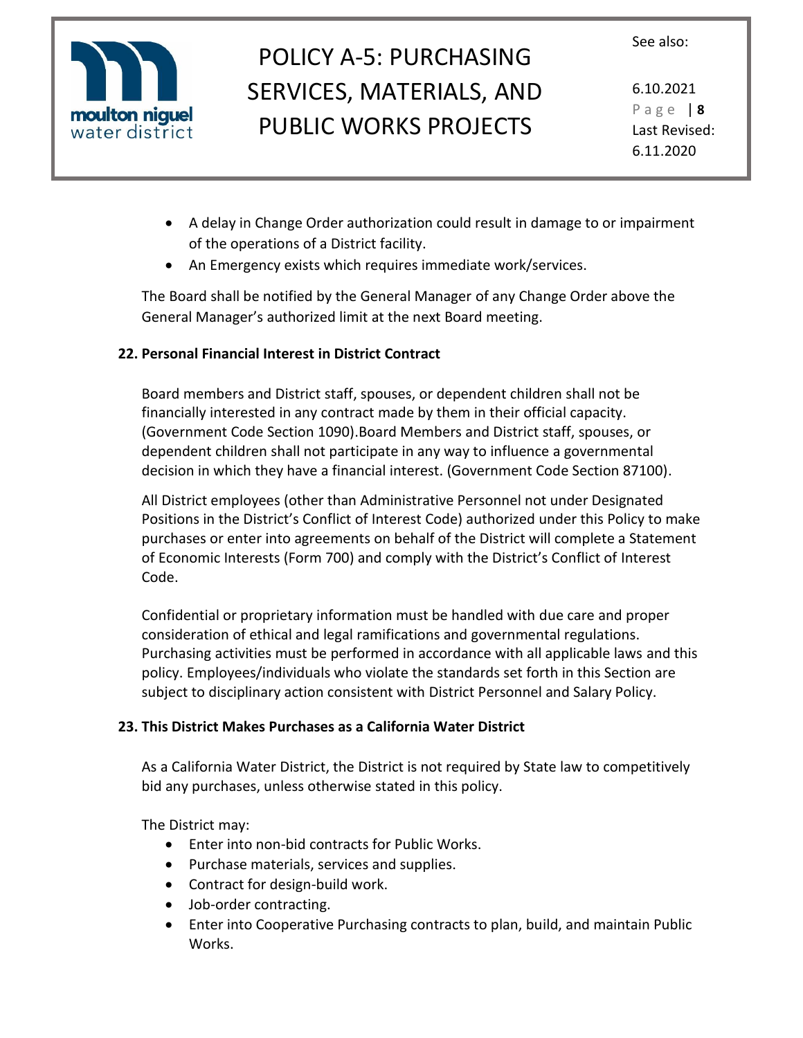- A delay in Change Order authorization could result in damage to or impairment of the operations of a District facility.
- An Emergency exists which requires immediate work/services.

The Board shall be notified by the General Manager of any Change Order above the General Manager's authorized limit at the next Board meeting.

**22. Personal Financial Interest in District Contract**

Board members and District staff, spouses, or dependent children shall not be financially interested in any contract made by them in their official capacity. (Government Code Section 1090).Board Members and District staff, spouses, or dependent children shall not participate in any way to influence a governmental decision in which they have a financial interest. (Government Code Section 87100).

All District employees (other than Administrative Personnel not under Designated Positions in the District's Conflict of Interest Code) authorized under this Policy to make purchases or enter into agreements on behalf of the District will complete a Statement of Economic Interests (Form 700) and comply with the District's Conflict of Interest Code.

Confidential or proprietary information must be handled with due care and proper consideration of ethical and legal ramifications and governmental regulations. Purchasing activities must be performed in accordance with all applicable laws and this policy. Employees/individuals who violate the standards set forth in this Section are subject to disciplinary action consistent with District Personnel and Salary Policy.

**23. This District Makes Purchases as a California Water District**

As a California Water District, the District is not required by State law to competitively bid any purchases, unless otherwise stated in this policy.

The District may:

- Enter into non-bid contracts for Public Works.
- Purchase materials, services and supplies.
- Contract for design-build work.
- Job-order contracting.
- Enter into Cooperative Purchasing contracts to plan, build, and maintain Public Works.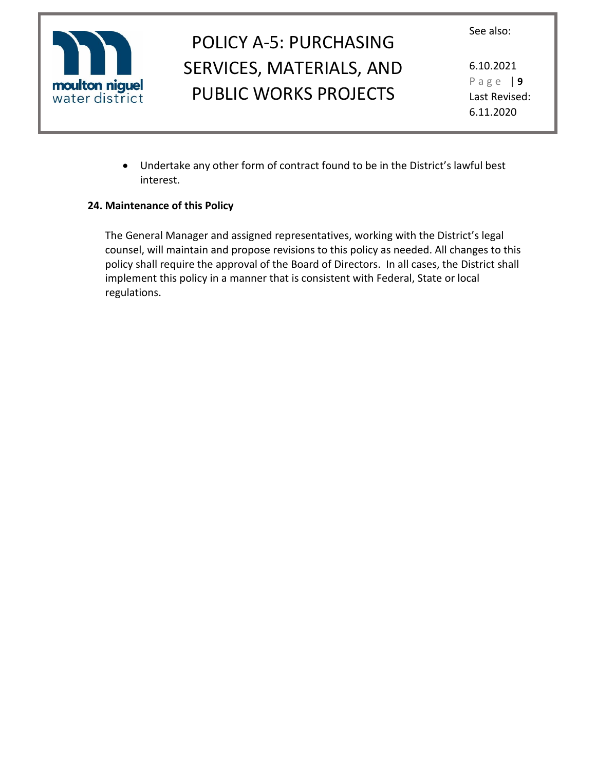- Undertake any other form of contract found to be in the District's lawful best interest.

**24. Maintenance of this Policy**

The General Manager and assigned representatives, working with the District's legal counsel, will maintain and propose revisions to this policy as needed. All changes to this policy shall require the approval of the Board of Directors. In all cases, the District shall implement this policy in a manner that is consistent with Federal, State or local regulations.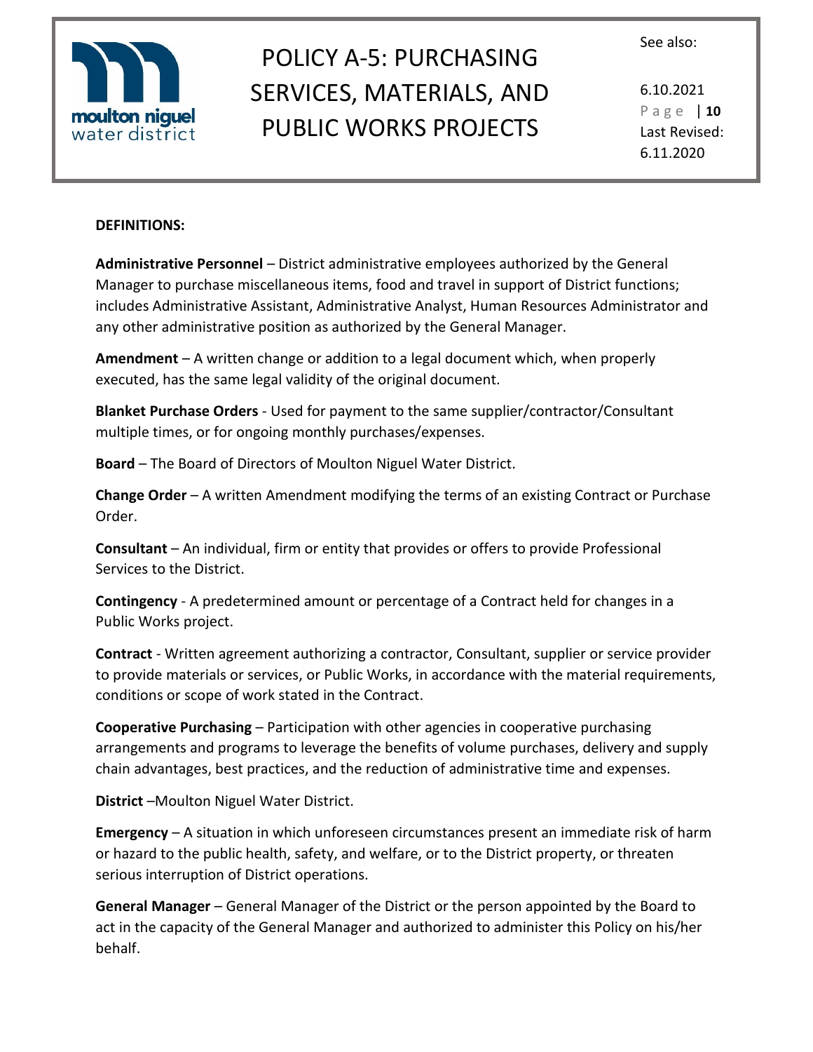**DEFINITIONS:**

**Administrative Personnel** – District administrative employees authorized by the General Manager to purchase miscellaneous items, food and travel in support of District functions; includes Administrative Assistant, Administrative Analyst, Human Resources Administrator and any other administrative position as authorized by the General Manager.

**Amendment** – A written change or addition to a legal document which, when properly executed, has the same legal validity of the original document.

**Blanket Purchase Orders** - Used for payment to the same supplier/contractor/Consultant multiple times, or for ongoing monthly purchases/expenses.

**Board** – The Board of Directors of Moulton Niguel Water District.

**Change Order** – A written Amendment modifying the terms of an existing Contract or Purchase Order.

**Consultant** – An individual, firm or entity that provides or offers to provide Professional Services to the District.

**Contingency** - A predetermined amount or percentage of a Contract held for changes in a Public Works project.

**Contract** - Written agreement authorizing a contractor, Consultant, supplier or service provider to provide materials or services, or Public Works, in accordance with the material requirements, conditions or scope of work stated in the Contract.

**Cooperative Purchasing** – Participation with other agencies in cooperative purchasing arrangements and programs to leverage the benefits of volume purchases, delivery and supply chain advantages, best practices, and the reduction of administrative time and expenses.

**District** –Moulton Niguel Water District.

**Emergency** – A situation in which unforeseen circumstances present an immediate risk of harm or hazard to the public health, safety, and welfare, or to the District property, or threaten serious interruption of District operations.

**General Manager** – General Manager of the District or the person appointed by the Board to act in the capacity of the General Manager and authorized to administer this Policy on his/her behalf.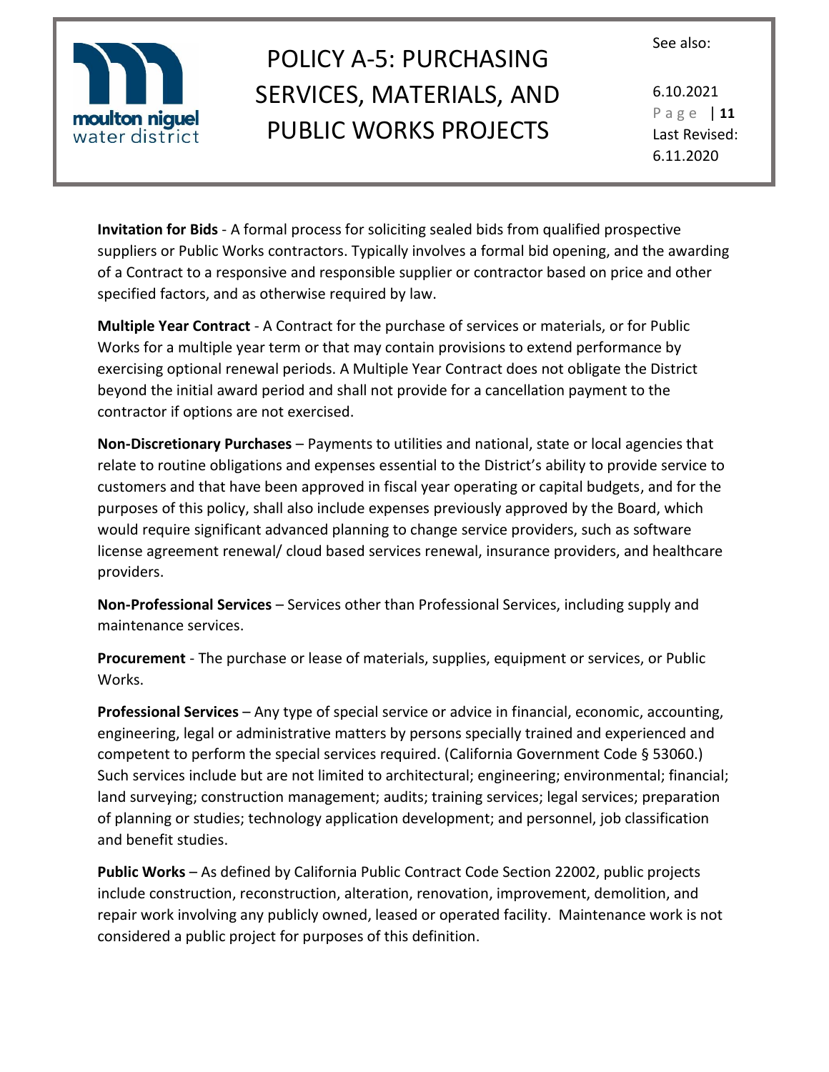**Invitation for Bids** - A formal process for soliciting sealed bids from qualified prospective suppliers or Public Works contractors. Typically involves a formal bid opening, and the awarding of a Contract to a responsive and responsible supplier or contractor based on price and other specified factors, and as otherwise required by law.

**Multiple Year Contract** - A Contract for the purchase of services or materials, or for Public Works for a multiple year term or that may contain provisions to extend performance by exercising optional renewal periods. A Multiple Year Contract does not obligate the District beyond the initial award period and shall not provide for a cancellation payment to the contractor if options are not exercised.

**Non-Discretionary Purchases** – Payments to utilities and national, state or local agencies that relate to routine obligations and expenses essential to the District's ability to provide service to customers and that have been approved in fiscal year operating or capital budgets, and for the purposes of this policy, shall also include expenses previously approved by the Board, which would require significant advanced planning to change service providers, such as software license agreement renewal/ cloud based services renewal, insurance providers, and healthcare providers.

**Non-Professional Services** – Services other than Professional Services, including supply and maintenance services.

**Procurement** - The purchase or lease of materials, supplies, equipment or services, or Public Works.

**Professional Services** – Any type of special service or advice in financial, economic, accounting, engineering, legal or administrative matters by persons specially trained and experienced and competent to perform the special services required. (California Government Code § 53060.) Such services include but are not limited to architectural; engineering; environmental; financial; land surveying; construction management; audits; training services; legal services; preparation of planning or studies; technology application development; and personnel, job classification and benefit studies.

**Public Works** – As defined by California Public Contract Code Section 22002, public projects include construction, reconstruction, alteration, renovation, improvement, demolition, and repair work involving any publicly owned, leased or operated facility. Maintenance work is not considered a public project for purposes of this definition.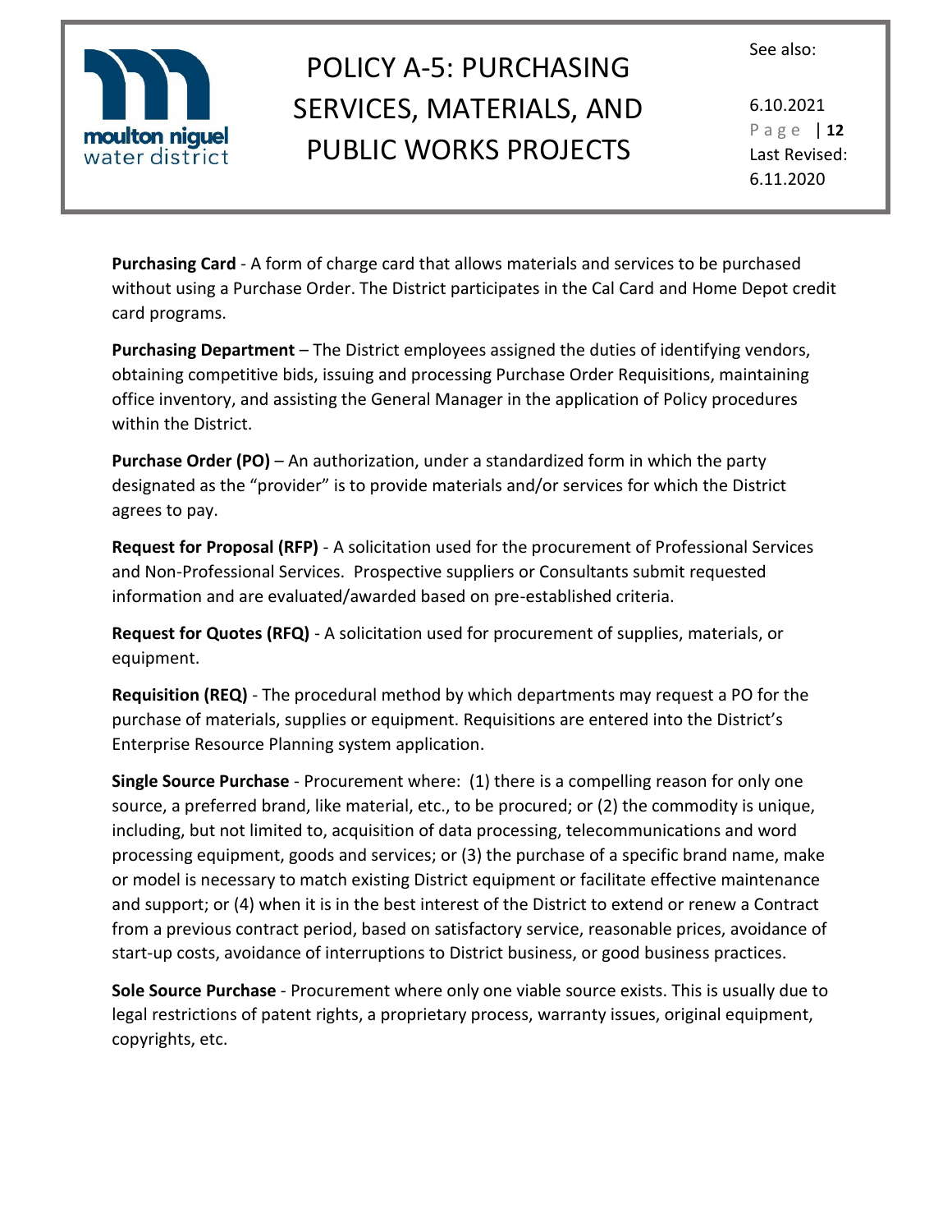**Purchasing Card** - A form of charge card that allows materials and services to be purchased without using a Purchase Order. The District participates in the Cal Card and Home Depot credit card programs.

**Purchasing Department** – The District employees assigned the duties of identifying vendors, obtaining competitive bids, issuing and processing Purchase Order Requisitions, maintaining office inventory, and assisting the General Manager in the application of Policy procedures within the District.

**Purchase Order (PO)** – An authorization, under a standardized form in which the party designated as the "provider" is to provide materials and/or services for which the District agrees to pay.

**Request for Proposal (RFP)** - A solicitation used for the procurement of Professional Services and Non-Professional Services. Prospective suppliers or Consultants submit requested information and are evaluated/awarded based on pre-established criteria.

**Request for Quotes (RFQ)** - A solicitation used for procurement of supplies, materials, or equipment.

**Requisition (REQ)** - The procedural method by which departments may request a PO for the purchase of materials, supplies or equipment. Requisitions are entered into the District's Enterprise Resource Planning system application.

**Single Source Purchase** - Procurement where: (1) there is a compelling reason for only one source, a preferred brand, like material, etc., to be procured; or (2) the commodity is unique, including, but not limited to, acquisition of data processing, telecommunications and word processing equipment, goods and services; or (3) the purchase of a specific brand name, make or model is necessary to match existing District equipment or facilitate effective maintenance and support; or (4) when it is in the best interest of the District to extend or renew a Contract from a previous contract period, based on satisfactory service, reasonable prices, avoidance of start-up costs, avoidance of interruptions to District business, or good business practices.

**Sole Source Purchase** - Procurement where only one viable source exists. This is usually due to legal restrictions of patent rights, a proprietary process, warranty issues, original equipment, copyrights, etc.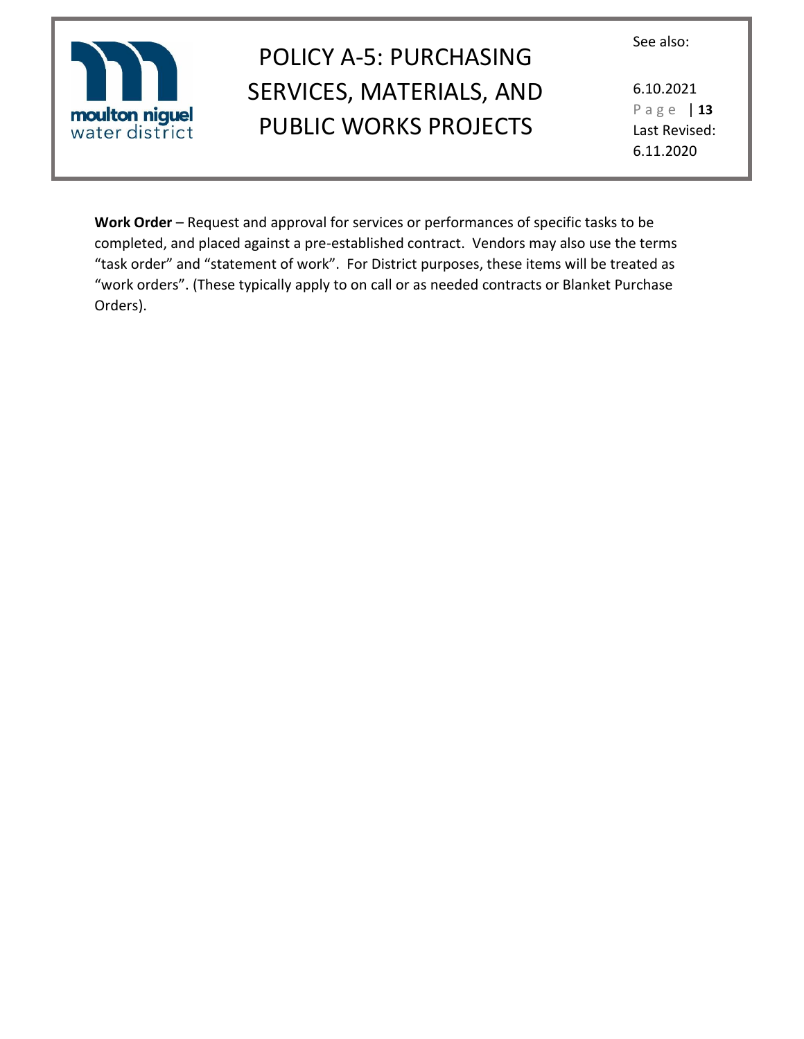**Work Order** – Request and approval for services or performances of specific tasks to be completed, and placed against a pre-established contract. Vendors may also use the terms "task order" and "statement of work". For District purposes, these items will be treated as "work orders". (These typically apply to on call or as needed contracts or Blanket Purchase Orders).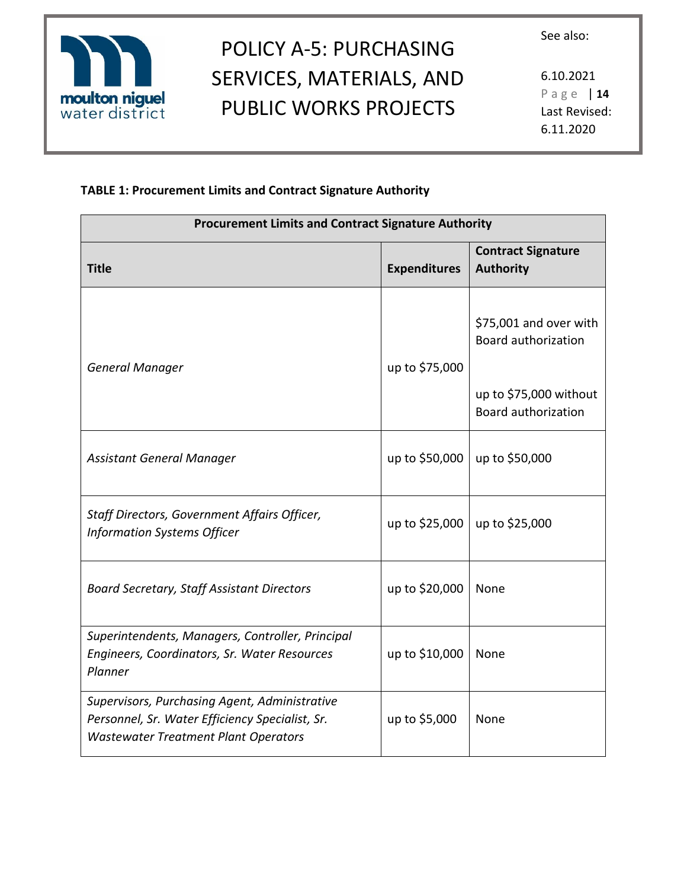**TABLE 1: Procurement Limits and Contract Signature Authority**

| Procurement Limits and Contract Signature Authority | | |
|---|---|---|
| **Title** | **Expenditures** | **Contract Signature Authority** |
| *General Manager* | up to $75,000 | $75,001 and over with Board authorization<br><br>up to $75,000 without Board authorization |
| *Assistant General Manager* | up to $50,000 | up to $50,000 |
| *Staff Directors, Government Affairs Officer, Information Systems Officer* | up to $25,000 | up to $25,000 |
| *Board Secretary, Staff Assistant Directors* | up to $20,000 | None |
| *Superintendents, Managers, Controller, Principal Engineers, Coordinators, Sr. Water Resources Planner* | up to $10,000 | None |
| *Supervisors, Purchasing Agent, Administrative Personnel, Sr. Water Efficiency Specialist, Sr. Wastewater Treatment Plant Operators* | up to $5,000 | None |